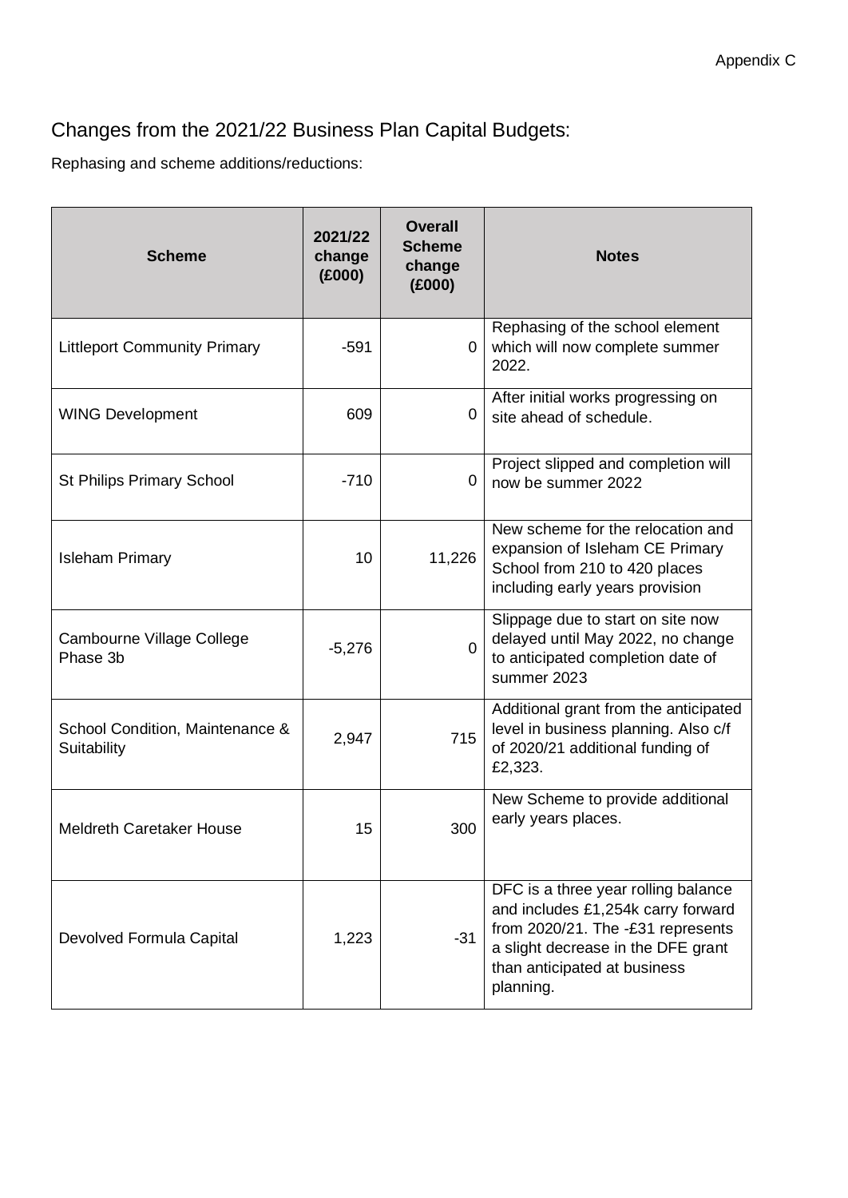Appendix C

## Changes from the 2021/22 Business Plan Capital Budgets:

Rephasing and scheme additions/reductions:

| Scheme | 2021/22 change (£000) | Overall Scheme change (£000) | Notes |
|---|---|---|---|
| Littleport Community Primary | -591 | 0 | Rephasing of the school element which will now complete summer 2022. |
| WING Development | 609 | 0 | After initial works progressing on site ahead of schedule. |
| St Philips Primary School | -710 | 0 | Project slipped and completion will now be summer 2022 |
| Isleham Primary | 10 | 11,226 | New scheme for the relocation and expansion of Isleham CE Primary School from 210 to 420 places including early years provision |
| Cambourne Village College Phase 3b | -5,276 | 0 | Slippage due to start on site now delayed until May 2022, no change to anticipated completion date of summer 2023 |
| School Condition, Maintenance & Suitability | 2,947 | 715 | Additional grant from the anticipated level in business planning. Also c/f of 2020/21 additional funding of £2,323. |
| Meldreth Caretaker House | 15 | 300 | New Scheme to provide additional early years places. |
| Devolved Formula Capital | 1,223 | -31 | DFC is a three year rolling balance and includes £1,254k carry forward from 2020/21. The -£31 represents a slight decrease in the DFE grant than anticipated at business planning. |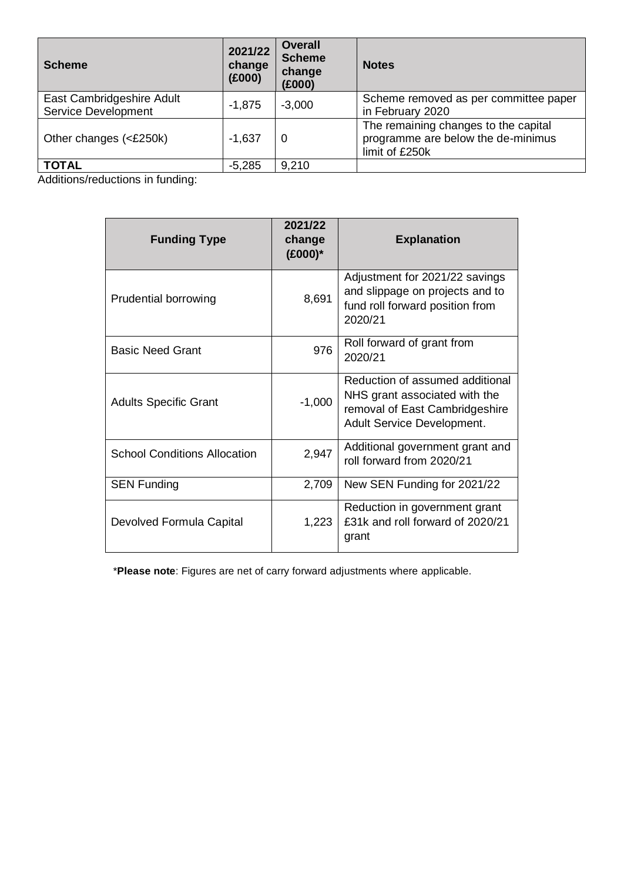| Scheme | 2021/22 change (£000) | Overall Scheme change (£000) | Notes |
|---|---|---|---|
| East Cambridgeshire Adult Service Development | -1,875 | -3,000 | Scheme removed as per committee paper in February 2020 |
| Other changes (<£250k) | -1,637 | 0 | The remaining changes to the capital programme are below the de-minimus limit of £250k |
| **TOTAL** | -5,285 | 9,210 | |

Additions/reductions in funding:

| Funding Type | 2021/22 change (£000)* | Explanation |
|---|---|---|
| Prudential borrowing | 8,691 | Adjustment for 2021/22 savings and slippage on projects and to fund roll forward position from 2020/21 |
| Basic Need Grant | 976 | Roll forward of grant from 2020/21 |
| Adults Specific Grant | -1,000 | Reduction of assumed additional NHS grant associated with the removal of East Cambridgeshire Adult Service Development. |
| School Conditions Allocation | 2,947 | Additional government grant and roll forward from 2020/21 |
| SEN Funding | 2,709 | New SEN Funding for 2021/22 |
| Devolved Formula Capital | 1,223 | Reduction in government grant £31k and roll forward of 2020/21 grant |

***Please note**: Figures are net of carry forward adjustments where applicable.